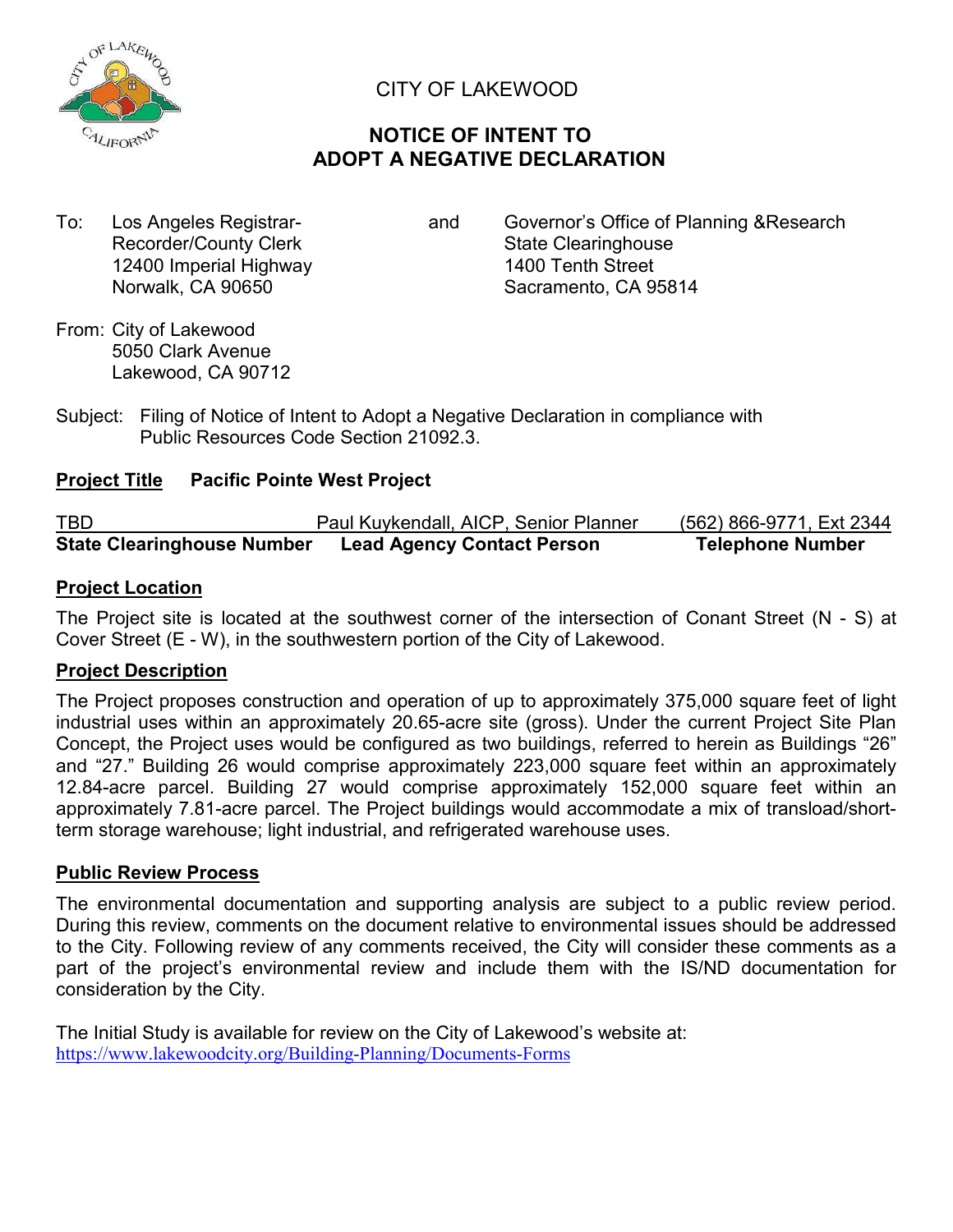# CITY OF LAKEWOOD

## NOTICE OF INTENT TO ADOPT A NEGATIVE DECLARATION

To: Los Angeles Registrar-Recorder/County Clerk
12400 Imperial Highway
Norwalk, CA 90650

and

Governor's Office of Planning &Research
State Clearinghouse
1400 Tenth Street
Sacramento, CA 95814

From: City of Lakewood
5050 Clark Avenue
Lakewood, CA 90712

Subject: Filing of Notice of Intent to Adopt a Negative Declaration in compliance with Public Resources Code Section 21092.3.

**Project Title** **Pacific Pointe West Project**

| TBD | Paul Kuykendall, AICP, Senior Planner | (562) 866-9771, Ext 2344 |
|---|---|---|
| **State Clearinghouse Number** | **Lead Agency Contact Person** | **Telephone Number** |

**Project Location**

The Project site is located at the southwest corner of the intersection of Conant Street (N - S) at Cover Street (E - W), in the southwestern portion of the City of Lakewood.

**Project Description**

The Project proposes construction and operation of up to approximately 375,000 square feet of light industrial uses within an approximately 20.65-acre site (gross). Under the current Project Site Plan Concept, the Project uses would be configured as two buildings, referred to herein as Buildings "26" and "27." Building 26 would comprise approximately 223,000 square feet within an approximately 12.84-acre parcel. Building 27 would comprise approximately 152,000 square feet within an approximately 7.81-acre parcel. The Project buildings would accommodate a mix of transload/short-term storage warehouse; light industrial, and refrigerated warehouse uses.

**Public Review Process**

The environmental documentation and supporting analysis are subject to a public review period. During this review, comments on the document relative to environmental issues should be addressed to the City. Following review of any comments received, the City will consider these comments as a part of the project's environmental review and include them with the IS/ND documentation for consideration by the City.

The Initial Study is available for review on the City of Lakewood's website at:
https://www.lakewoodcity.org/Building-Planning/Documents-Forms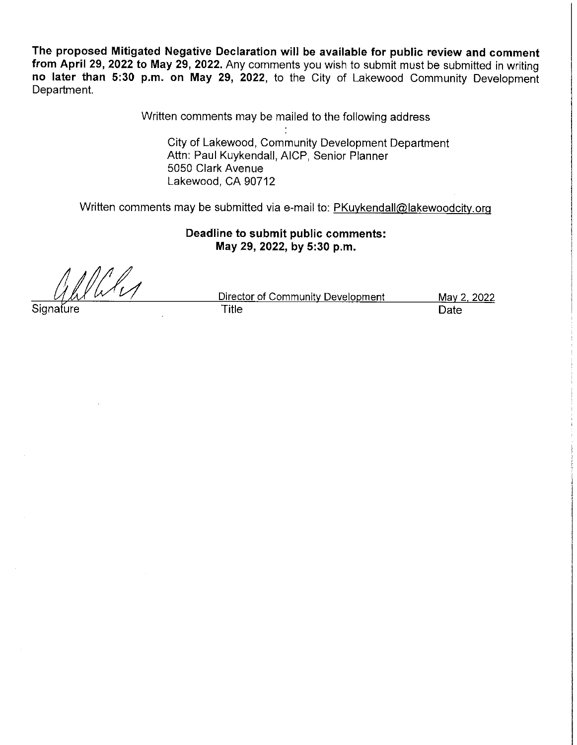**The proposed Mitigated Negative Declaration will be available for public review and comment from April 29, 2022 to May 29, 2022.** Any comments you wish to submit must be submitted in writing **no later than 5:30 p.m. on May 29, 2022**, to the City of Lakewood Community Development Department.

Written comments may be mailed to the following address

:

City of Lakewood, Community Development Department
Attn: Paul Kuykendall, AICP, Senior Planner
5050 Clark Avenue
Lakewood, CA 90712

Written comments may be submitted via e-mail to: PKuykendall@lakewoodcity.org

**Deadline to submit public comments:**
**May 29, 2022, by 5:30 p.m.**

| Signature | Title | Date |
|---|---|---|
| | Director of Community Development | May 2, 2022 |